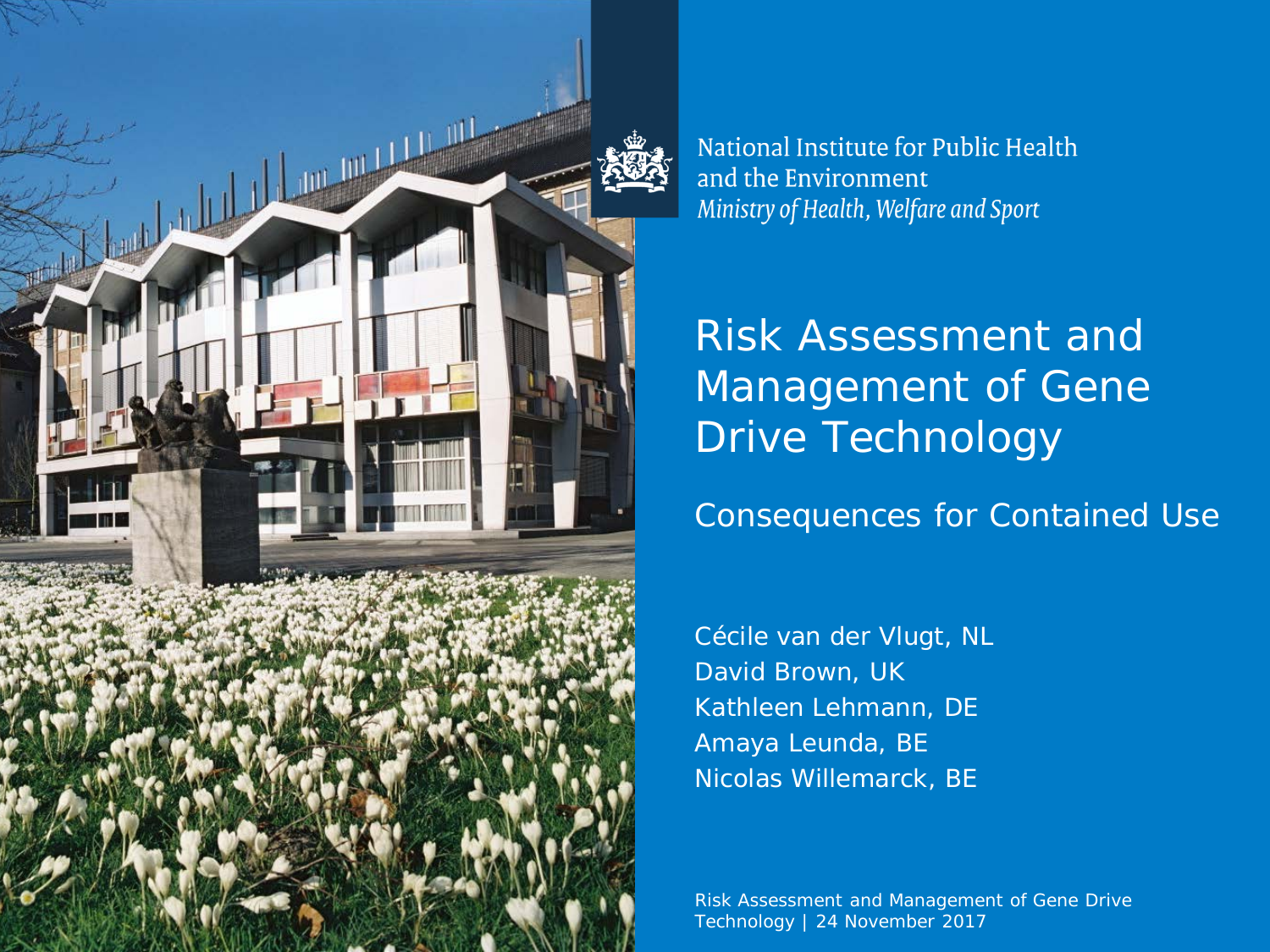National Institute for Public Health and the Environment
*Ministry of Health, Welfare and Sport*

# Risk Assessment and Management of Gene Drive Technology

## Consequences for Contained Use

Cécile van der Vlugt, NL
David Brown, UK
Kathleen Lehmann, DE
Amaya Leunda, BE
Nicolas Willemarck, BE

Risk Assessment and Management of Gene Drive Technology | 24 November 2017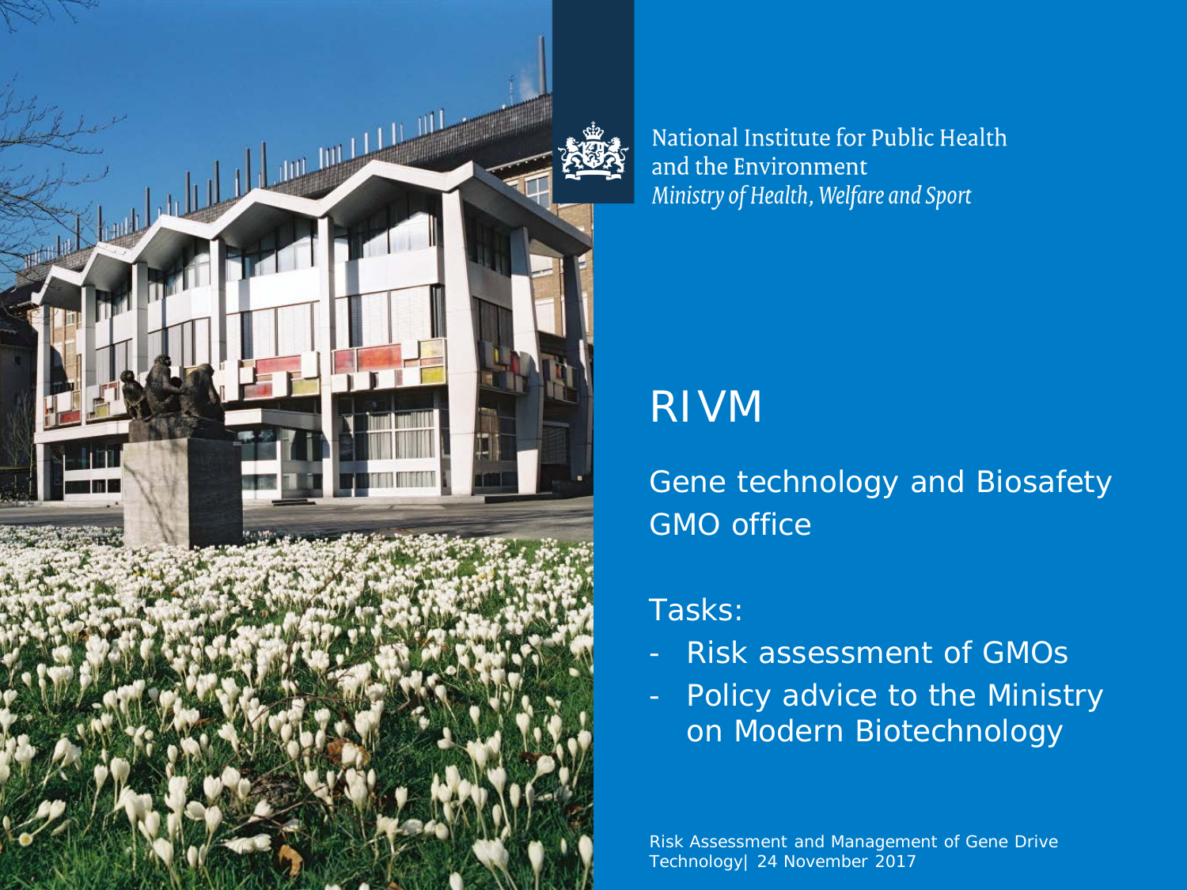National Institute for Public Health
and the Environment
*Ministry of Health, Welfare and Sport*

# RIVM

Gene technology and Biosafety
GMO office

Tasks:

- Risk assessment of GMOs
- Policy advice to the Ministry on Modern Biotechnology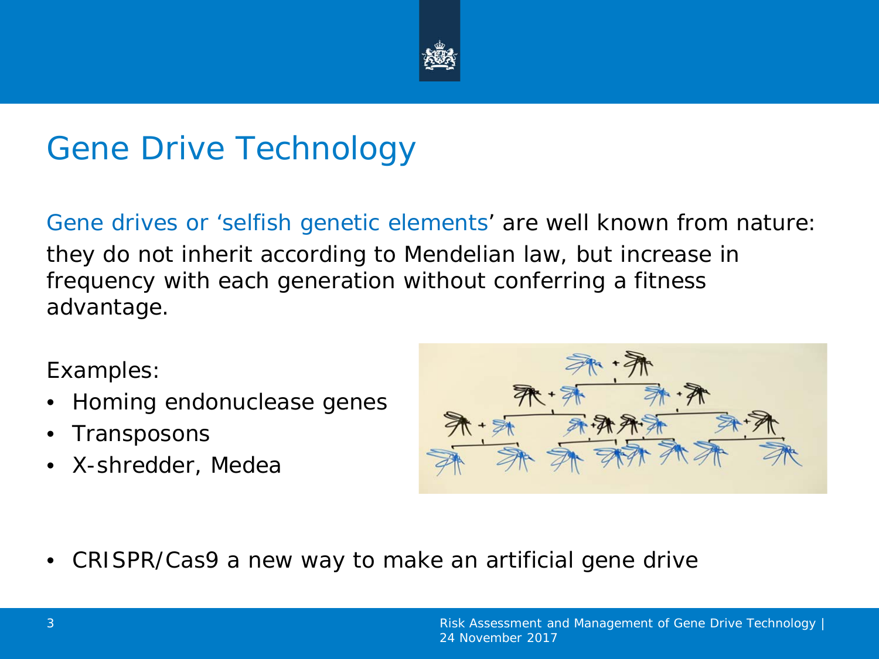# Gene Drive Technology

Gene drives or 'selfish genetic elements' are well known from nature: they do not inherit according to Mendelian law, but increase in frequency with each generation without conferring a fitness advantage.

Examples:

- Homing endonuclease genes
- Transposons
- X-shredder, Medea

- CRISPR/Cas9 a new way to make an artificial gene drive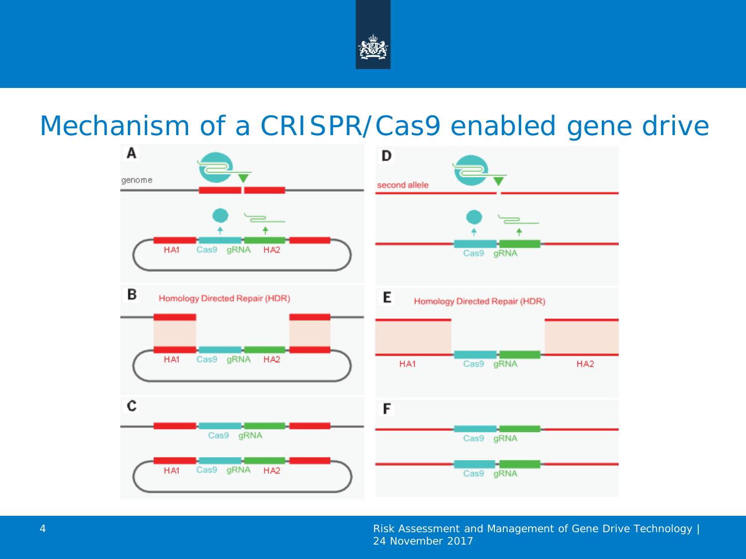# Mechanism of a CRISPR/Cas9 enabled gene drive

**A**

genome

HA1 Cas9 gRNA HA2

**B**

Homology Directed Repair (HDR)

HA1 Cas9 gRNA HA2

**C**

Cas9 gRNA

HA1 Cas9 gRNA HA2

**D**

second allele

Cas9 gRNA

**E**

Homology Directed Repair (HDR)

HA1 Cas9 gRNA HA2

**F**

Cas9 gRNA

Cas9 gRNA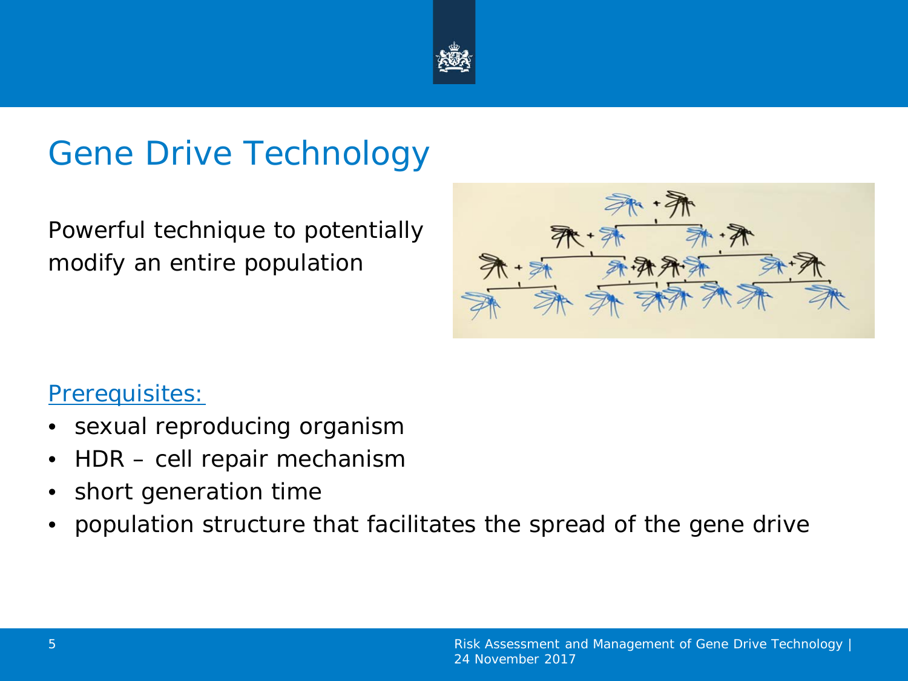# Gene Drive Technology

Powerful technique to potentially modify an entire population

Prerequisites:

- sexual reproducing organism
- HDR – cell repair mechanism
- short generation time
- population structure that facilitates the spread of the gene drive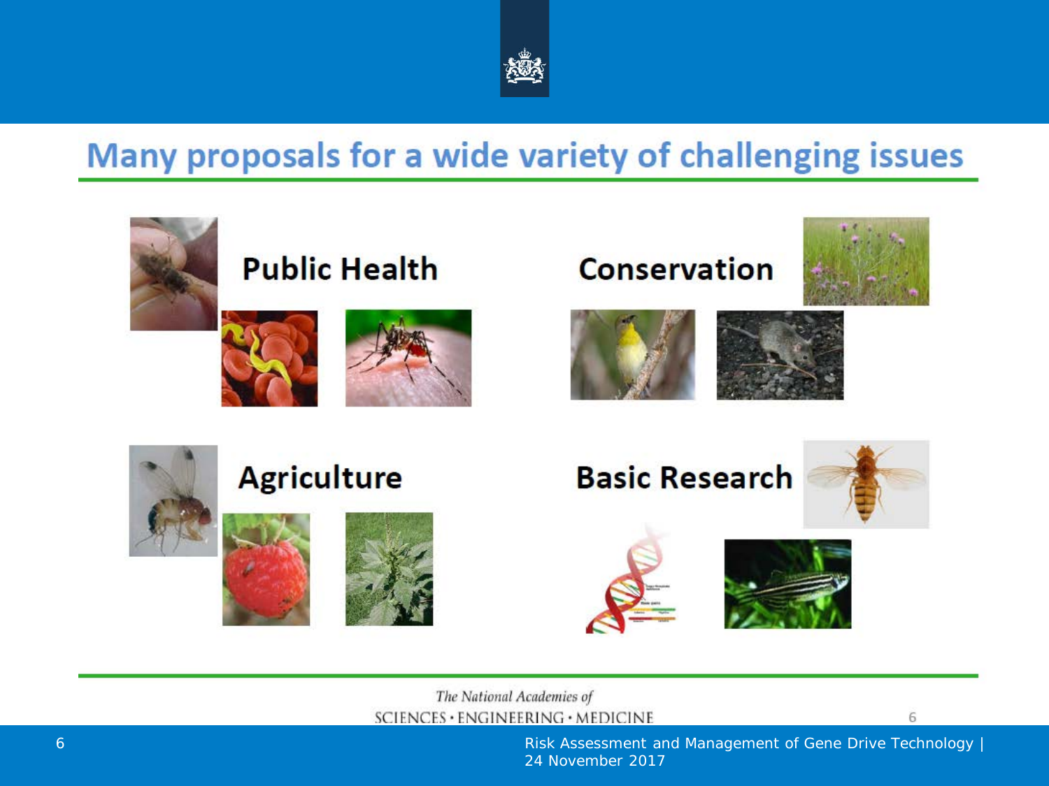# Many proposals for a wide variety of challenging issues

**Public Health**

**Conservation**

**Agriculture**

**Basic Research**

*The National Academies of*
SCIENCES · ENGINEERING · MEDICINE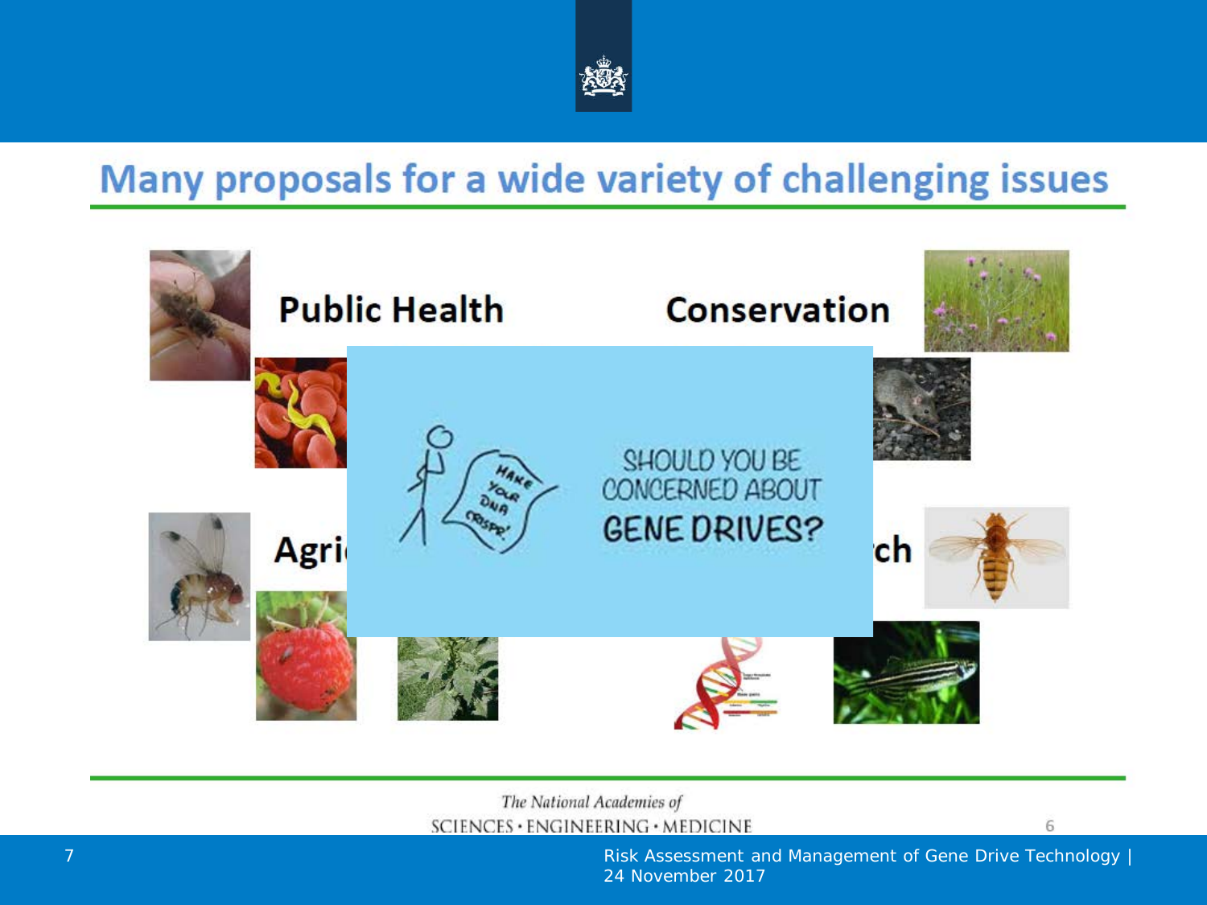# Many proposals for a wide variety of challenging issues

Public Health

Conservation

Agri

ch

SHOULD YOU BE CONCERNED ABOUT GENE DRIVES?

The National Academies of SCIENCES · ENGINEERING · MEDICINE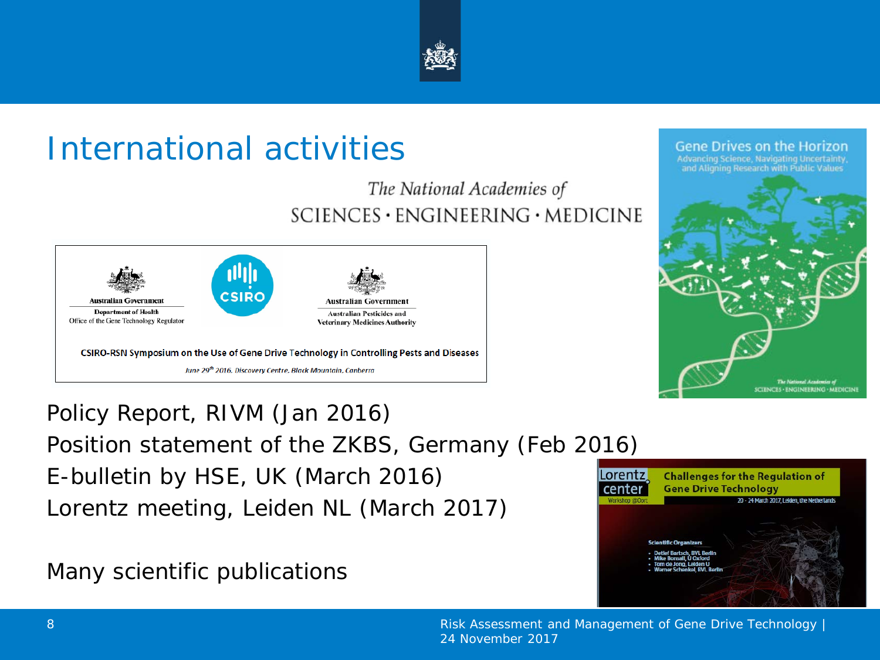# International activities

The National Academies of SCIENCES · ENGINEERING · MEDICINE

Australian Government Department of Health Office of the Gene Technology Regulator

CSIRO

Australian Government Australian Pesticides and Veterinary Medicines Authority

CSIRO-RSN Symposium on the Use of Gene Drive Technology in Controlling Pests and Diseases

June 29th 2016, Discovery Centre, Black Mountain, Canberra

Gene Drives on the Horizon: Advancing Science, Navigating Uncertainty, and Aligning Research with Public Values

Policy Report, RIVM (Jan 2016)

Position statement of the ZKBS, Germany (Feb 2016)

E-bulletin by HSE, UK (March 2016)

Lorentz meeting, Leiden NL (March 2017)

Lorentz center: Challenges for the Regulation of Gene Drive Technology, 20 - 24 March 2017, Leiden, the Netherlands

Scientific Organizers:
- Detlef Bartsch, BVL Berlin
- Mike Bonsall, U Oxford
- Tom de Jong, Leiden U
- Werner Schenkel, BVL Berlin

Many scientific publications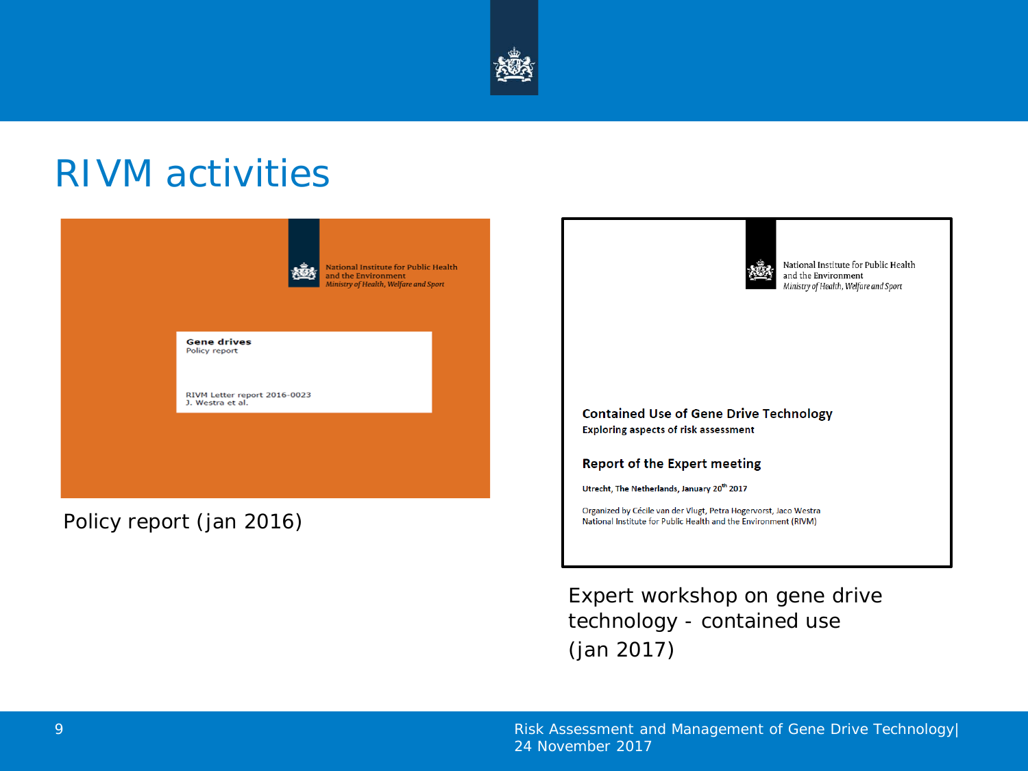# RIVM activities

National Institute for Public Health and the Environment
*Ministry of Health, Welfare and Sport*

**Gene drives**
Policy report

RIVM Letter report 2016-0023
J. Westra et al.

Policy report (jan 2016)

National Institute for Public Health and the Environment
*Ministry of Health, Welfare and Sport*

**Contained Use of Gene Drive Technology**
**Exploring aspects of risk assessment**

**Report of the Expert meeting**

**Utrecht, The Netherlands, January 20th 2017**

Organized by Cécile van der Vlugt, Petra Hogervorst, Jaco Westra
National Institute for Public Health and the Environment (RIVM)

Expert workshop on gene drive technology - contained use (jan 2017)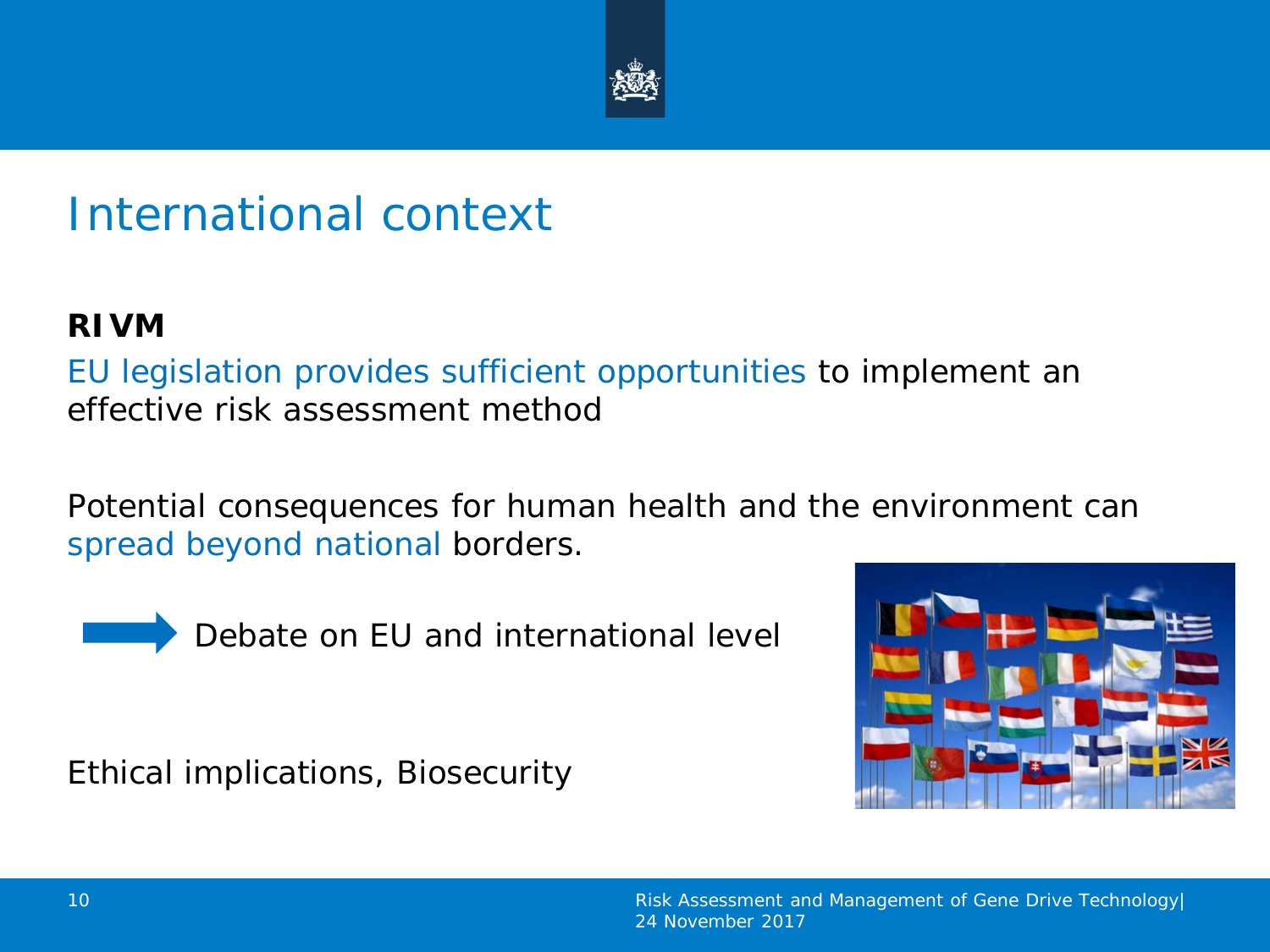# International context

**RIVM**

EU legislation provides sufficient opportunities to implement an effective risk assessment method

Potential consequences for human health and the environment can spread beyond national borders.

→ Debate on EU and international level

Ethical implications, Biosecurity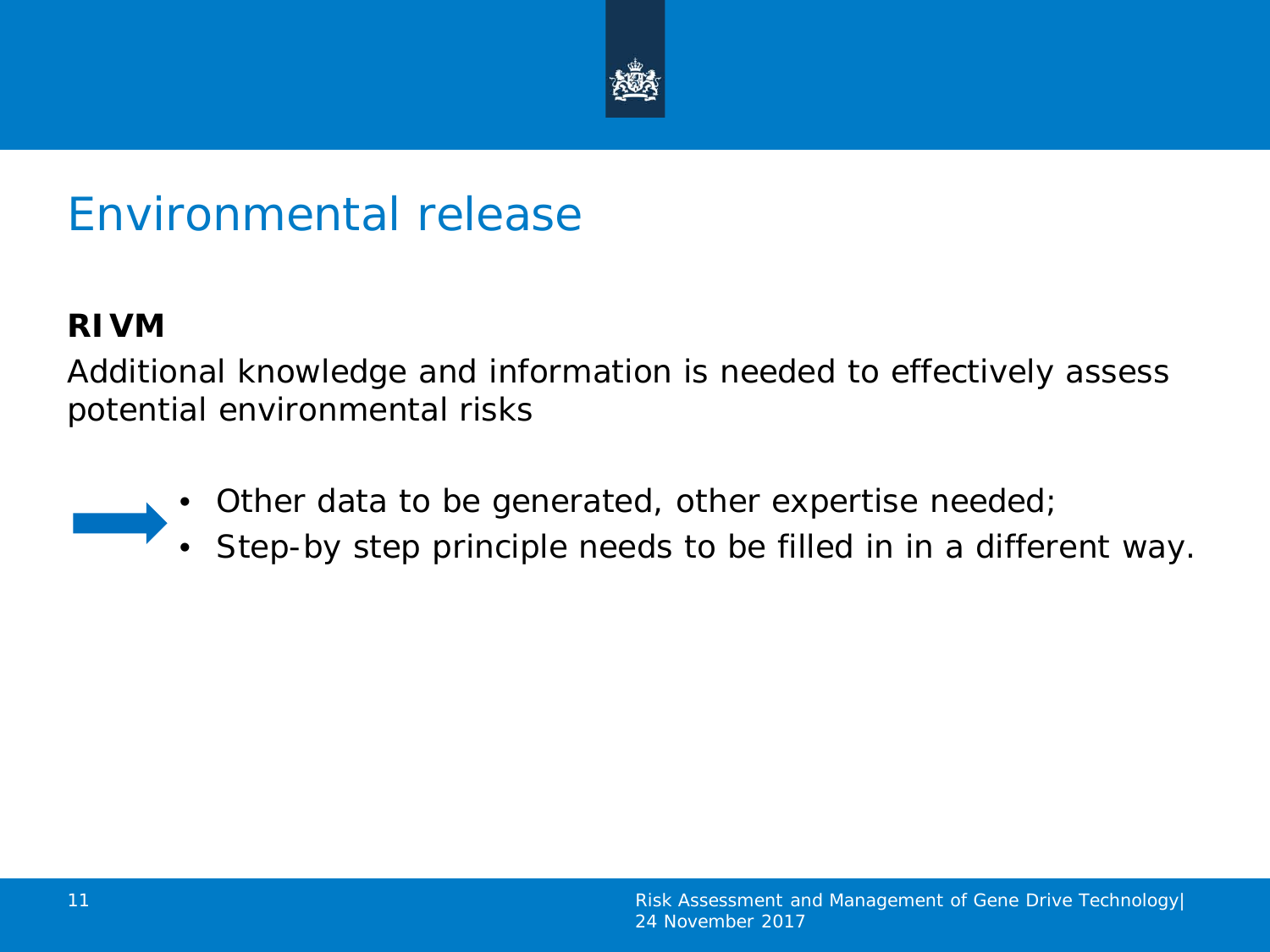# Environmental release

**RIVM**

Additional knowledge and information is needed to effectively assess potential environmental risks

- Other data to be generated, other expertise needed;
- Step-by step principle needs to be filled in in a different way.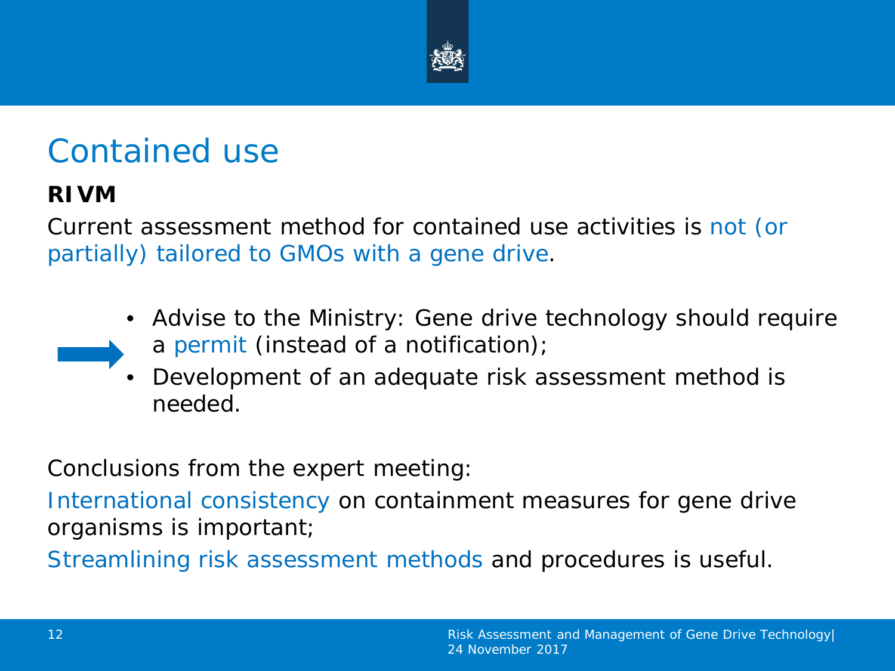# Contained use

**RIVM**

Current assessment method for contained use activities is not (or partially) tailored to GMOs with a gene drive.

- Advise to the Ministry: Gene drive technology should require a permit (instead of a notification);
- Development of an adequate risk assessment method is needed.

Conclusions from the expert meeting:

International consistency on containment measures for gene drive organisms is important;

Streamlining risk assessment methods and procedures is useful.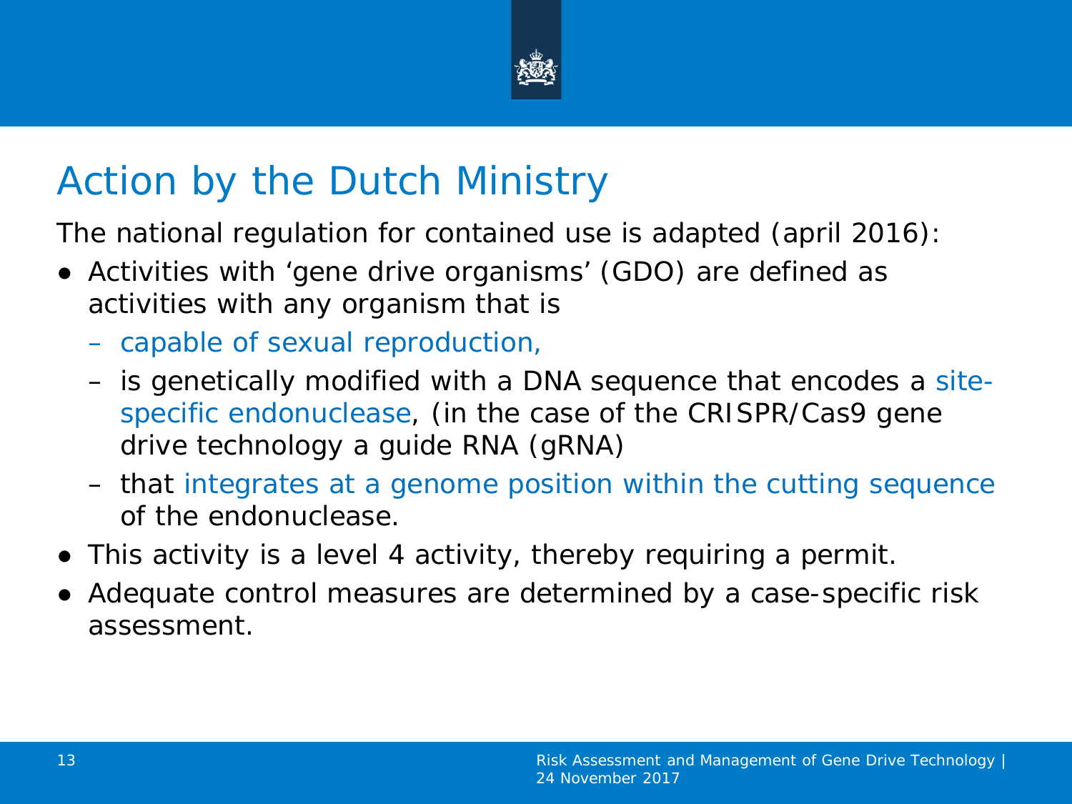# Action by the Dutch Ministry

The national regulation for contained use is adapted (april 2016):

- Activities with 'gene drive organisms' (GDO) are defined as activities with any organism that is
  - capable of sexual reproduction,
  - is genetically modified with a DNA sequence that encodes a site-specific endonuclease, (in the case of the CRISPR/Cas9 gene drive technology a guide RNA (gRNA)
  - that integrates at a genome position within the cutting sequence of the endonuclease.
- This activity is a level 4 activity, thereby requiring a permit.
- Adequate control measures are determined by a case-specific risk assessment.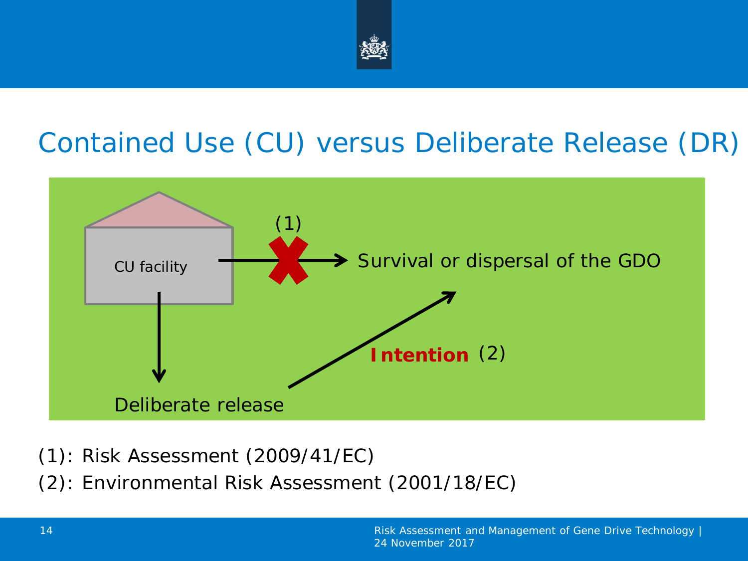# Contained Use (CU) versus Deliberate Release (DR)

CU facility

(1)

Survival or dispersal of the GDO

**Intention** (2)

Deliberate release

(1): Risk Assessment (2009/41/EC)

(2): Environmental Risk Assessment (2001/18/EC)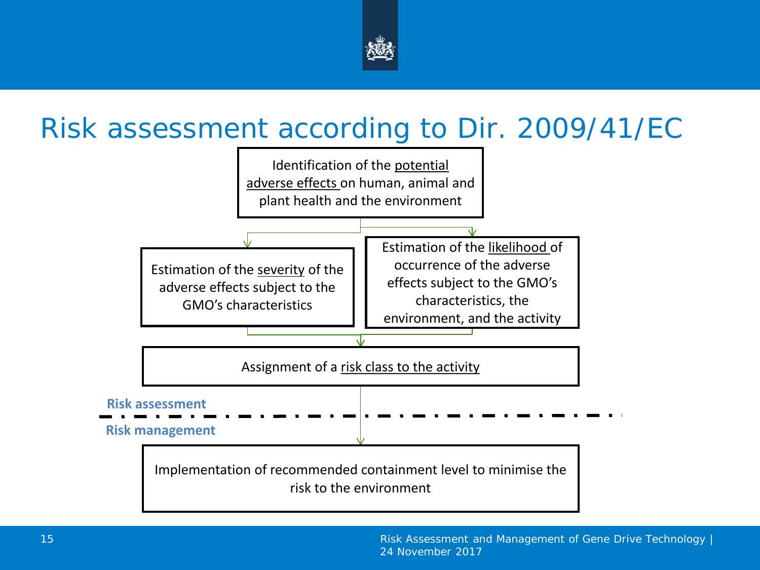# Risk assessment according to Dir. 2009/41/EC

Identification of the potential adverse effects on human, animal and plant health and the environment

Estimation of the severity of the adverse effects subject to the GMO's characteristics

Estimation of the likelihood of occurrence of the adverse effects subject to the GMO's characteristics, the environment, and the activity

Assignment of a risk class to the activity

**Risk assessment**

**Risk management**

Implementation of recommended containment level to minimise the risk to the environment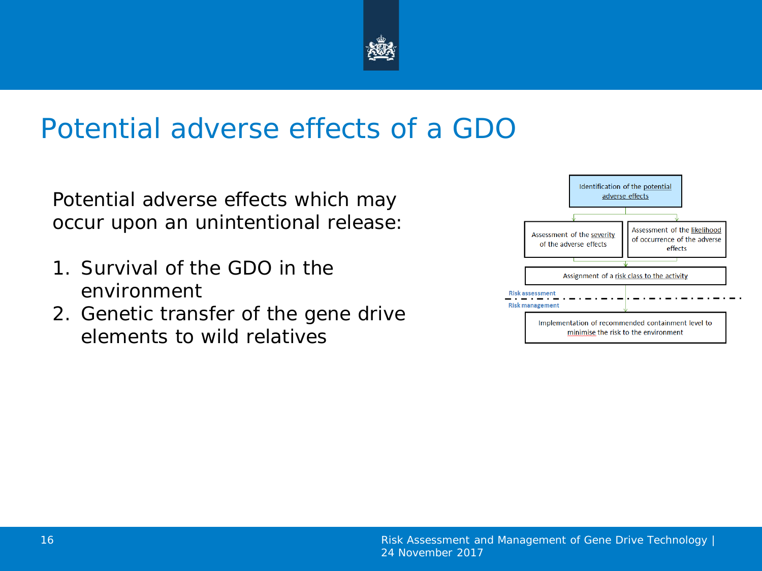# Potential adverse effects of a GDO

Potential adverse effects which may occur upon an unintentional release:

1. Survival of the GDO in the environment
2. Genetic transfer of the gene drive elements to wild relatives

Identification of the potential adverse effects

Assessment of the severity of the adverse effects

Assessment of the likelihood of occurrence of the adverse effects

Assignment of a risk class to the activity

Risk assessment

Risk management

Implementation of recommended containment level to minimise the risk to the environment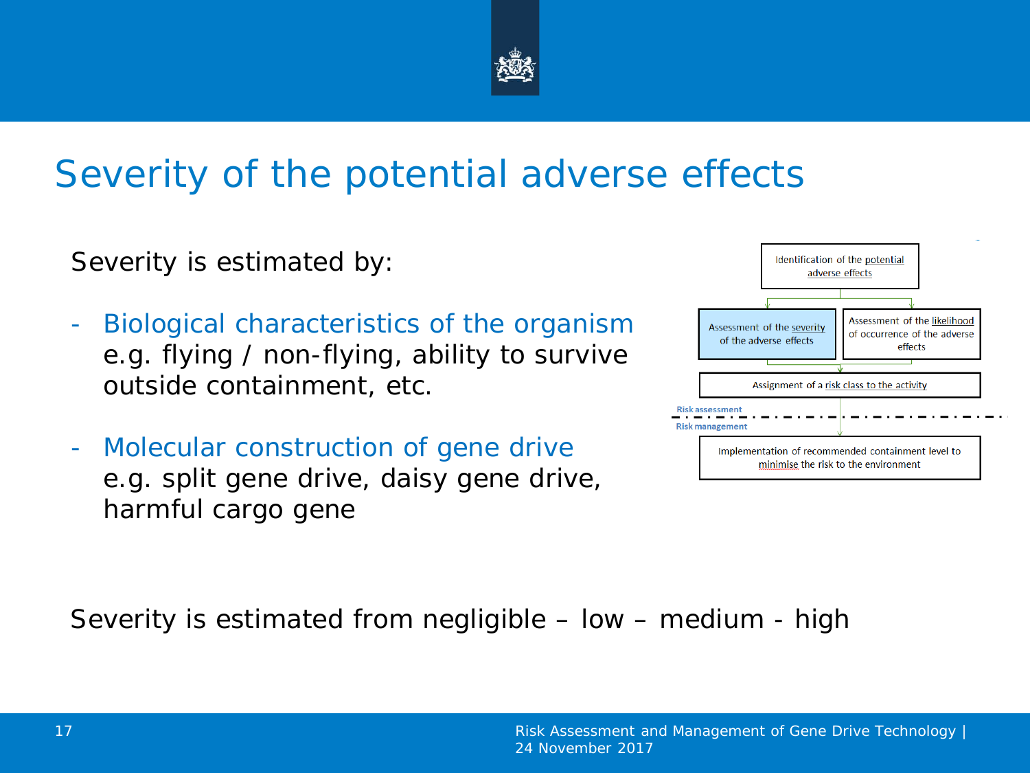# Severity of the potential adverse effects

Severity is estimated by:

- Biological characteristics of the organism
  e.g. flying / non-flying, ability to survive outside containment, etc.

- Molecular construction of gene drive
  e.g. split gene drive, daisy gene drive, harmful cargo gene

Identification of the potential adverse effects

Assessment of the severity of the adverse effects

Assessment of the likelihood of occurrence of the adverse effects

Assignment of a risk class to the activity

Risk assessment

Risk management

Implementation of recommended containment level to minimise the risk to the environment

Severity is estimated from negligible – low – medium - high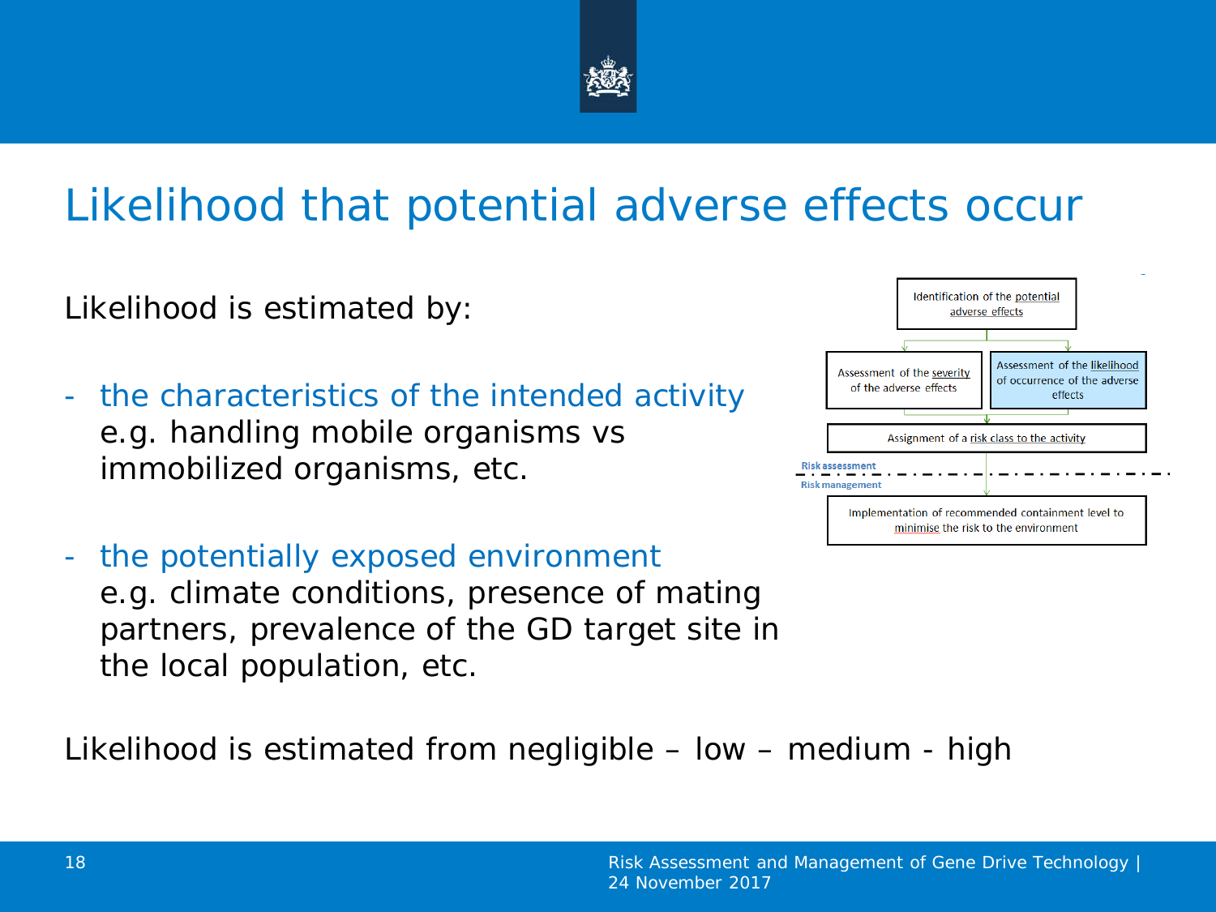# Likelihood that potential adverse effects occur

Likelihood is estimated by:

- the characteristics of the intended activity
  e.g. handling mobile organisms vs immobilized organisms, etc.

- the potentially exposed environment
  e.g. climate conditions, presence of mating partners, prevalence of the GD target site in the local population, etc.

Identification of the potential adverse effects

Assessment of the severity of the adverse effects

Assessment of the likelihood of occurrence of the adverse effects

Assignment of a risk class to the activity

Risk assessment

Risk management

Implementation of recommended containment level to minimise the risk to the environment

Likelihood is estimated from negligible – low – medium - high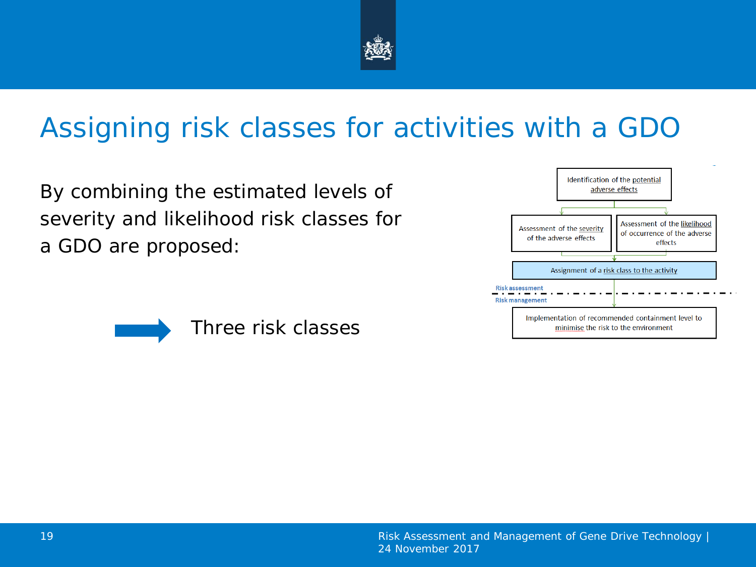# Assigning risk classes for activities with a GDO

By combining the estimated levels of severity and likelihood risk classes for a GDO are proposed:

→ Three risk classes

Identification of the potential adverse effects

Assessment of the severity of the adverse effects

Assessment of the likelihood of occurrence of the adverse effects

Assignment of a risk class to the activity

Risk assessment

Risk management

Implementation of recommended containment level to minimise the risk to the environment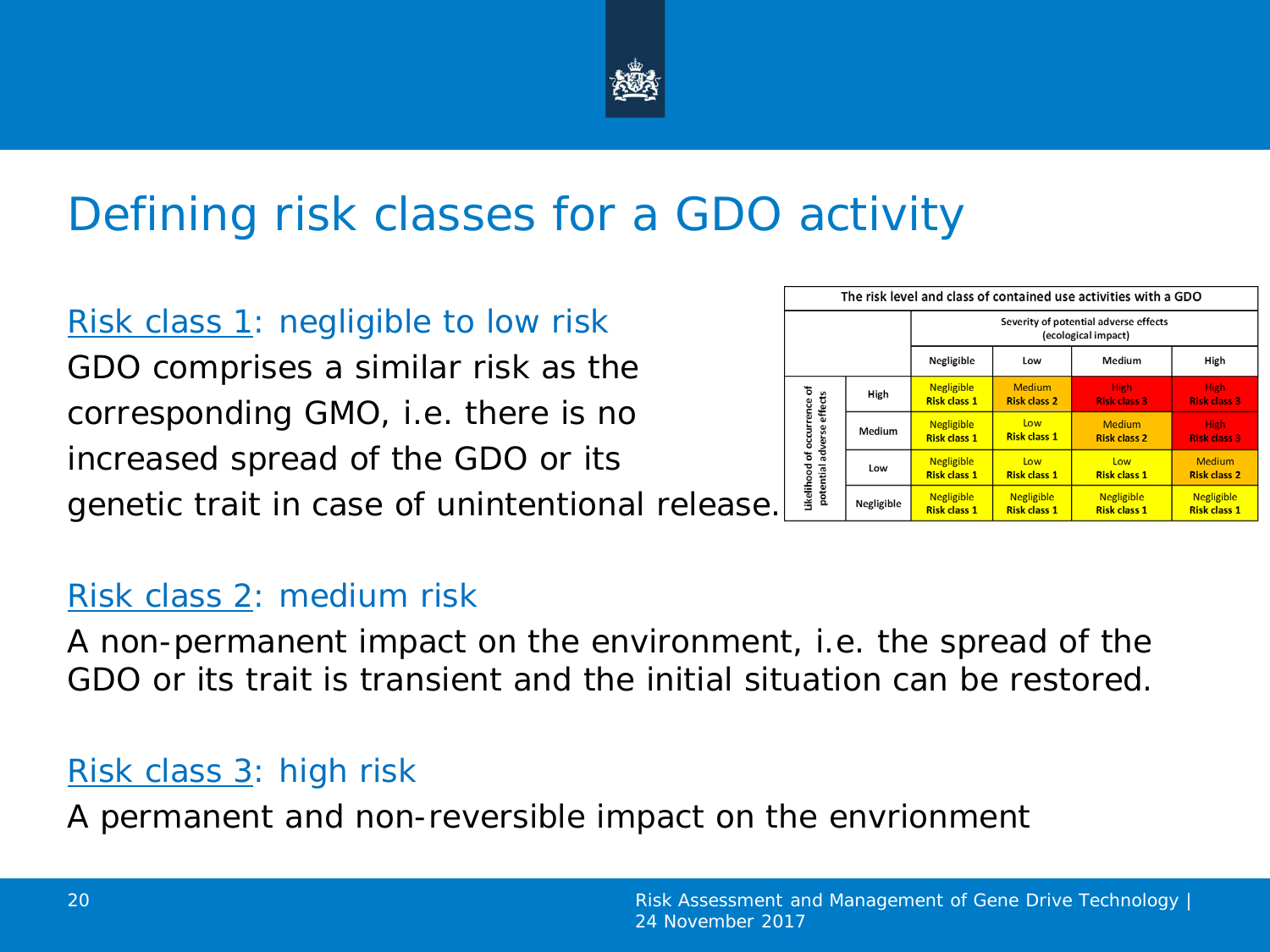# Defining risk classes for a GDO activity

Risk class 1: negligible to low risk

GDO comprises a similar risk as the corresponding GMO, i.e. there is no increased spread of the GDO or its genetic trait in case of unintentional release.

**The risk level and class of contained use activities with a GDO**

| Likelihood of occurrence of potential adverse effects | Severity of potential adverse effects (ecological impact): Negligible | Low | Medium | High |
|---|---|---|---|---|
| High | Negligible Risk class 1 | Medium Risk class 2 | High Risk class 3 | High Risk class 3 |
| Medium | Negligible Risk class 1 | Low Risk class 1 | Medium Risk class 2 | High Risk class 3 |
| Low | Negligible Risk class 1 | Low Risk class 1 | Low Risk class 1 | Medium Risk class 2 |
| Negligible | Negligible Risk class 1 | Negligible Risk class 1 | Negligible Risk class 1 | Negligible Risk class 1 |

Risk class 2: medium risk

A non-permanent impact on the environment, i.e. the spread of the GDO or its trait is transient and the initial situation can be restored.

Risk class 3: high risk

A permanent and non-reversible impact on the envrionment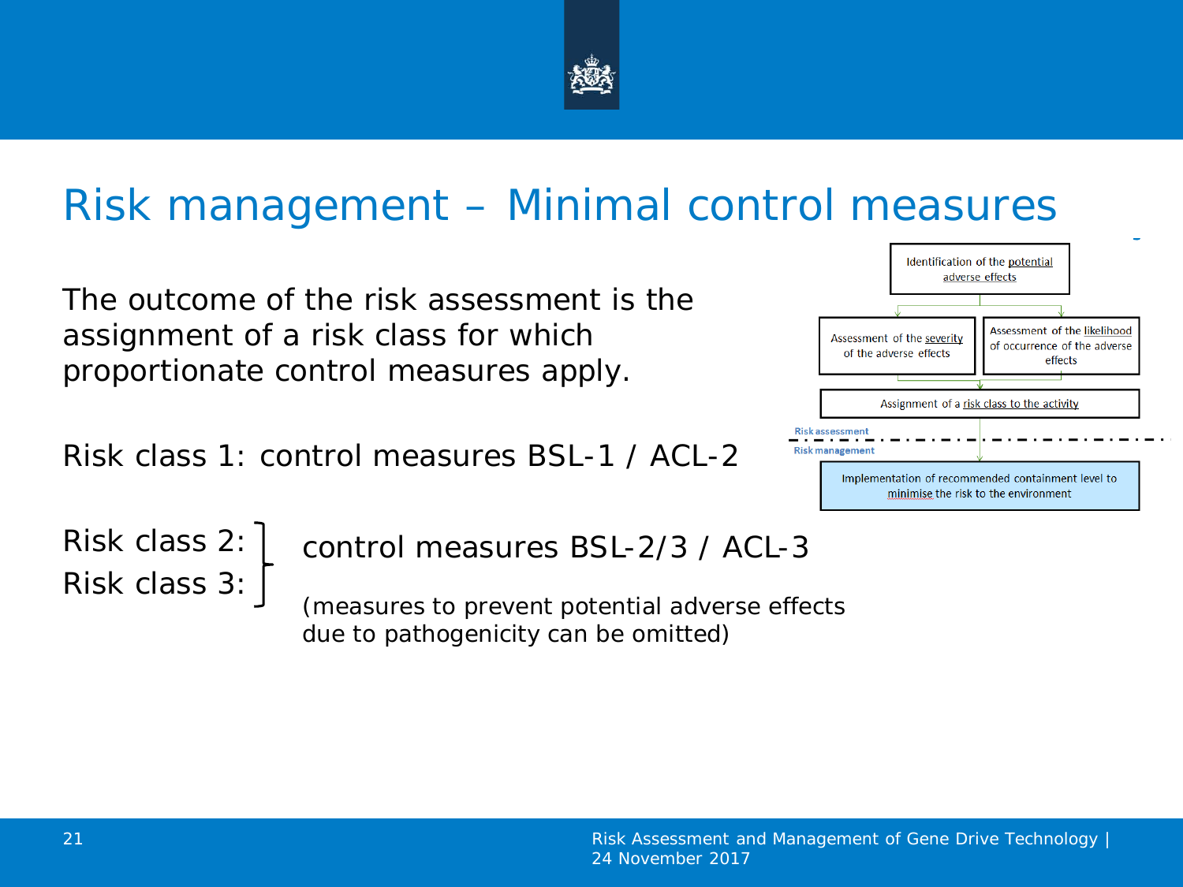# Risk management – Minimal control measures

The outcome of the risk assessment is the assignment of a risk class for which proportionate control measures apply.

Risk class 1: control measures BSL-1 / ACL-2

Risk class 2:
Risk class 3:
control measures BSL-2/3 / ACL-3

(measures to prevent potential adverse effects due to pathogenicity can be omitted)

Identification of the potential adverse effects

Assessment of the severity of the adverse effects

Assessment of the likelihood of occurrence of the adverse effects

Assignment of a risk class to the activity

Risk assessment

Risk management

Implementation of recommended containment level to minimise the risk to the environment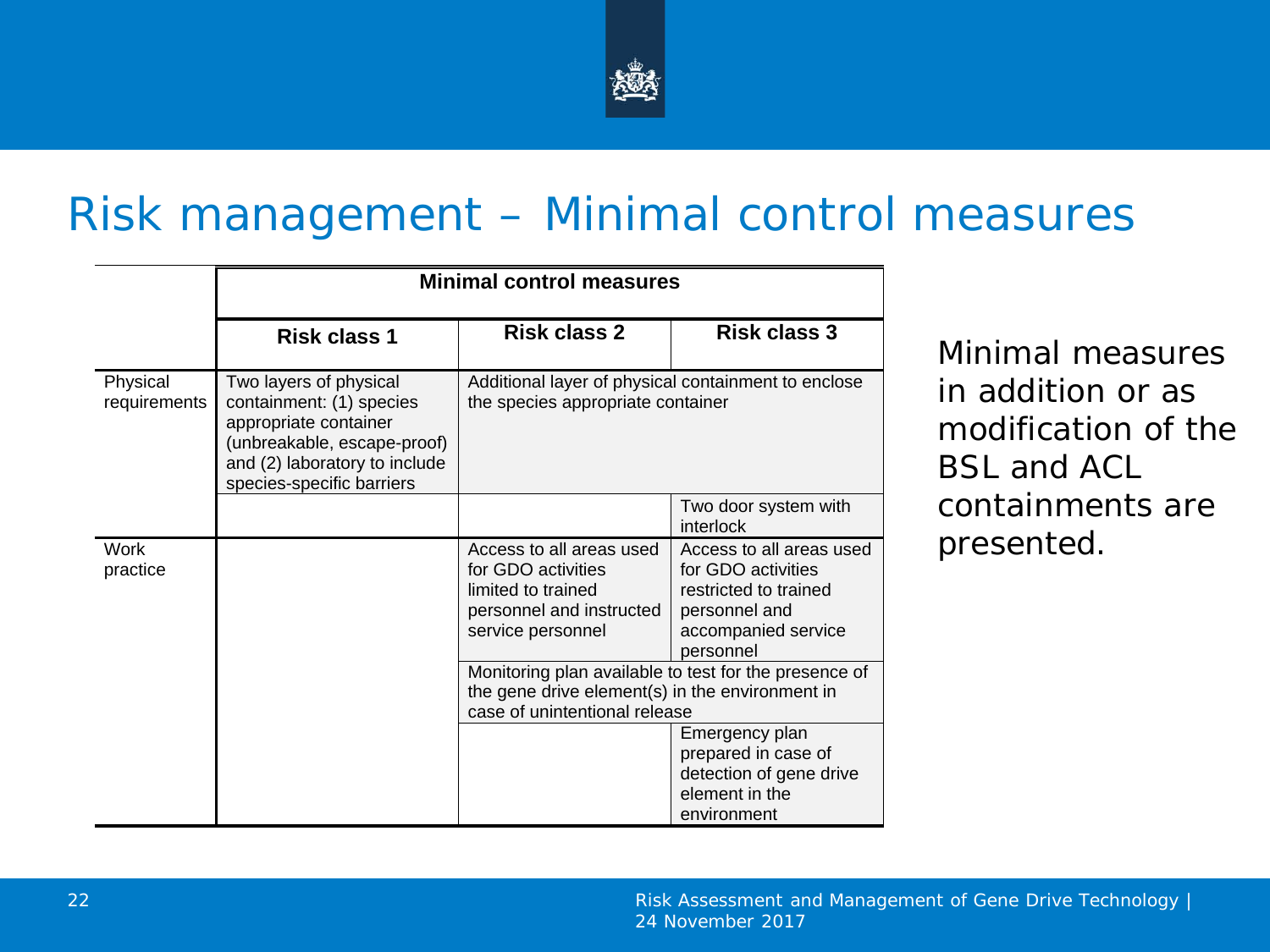# Risk management – Minimal control measures

| | Minimal control measures | | |
|---|---|---|---|
| | **Risk class 1** | **Risk class 2** | **Risk class 3** |
| Physical requirements | Two layers of physical containment: (1) species appropriate container (unbreakable, escape-proof) and (2) laboratory to include species-specific barriers | Additional layer of physical containment to enclose the species appropriate container | |
| | | | Two door system with interlock |
| Work practice | | Access to all areas used for GDO activities limited to trained personnel and instructed service personnel | Access to all areas used for GDO activities restricted to trained personnel and accompanied service personnel |
| | | Monitoring plan available to test for the presence of the gene drive element(s) in the environment in case of unintentional release | |
| | | | Emergency plan prepared in case of detection of gene drive element in the environment |

Minimal measures in addition or as modification of the BSL and ACL containments are presented.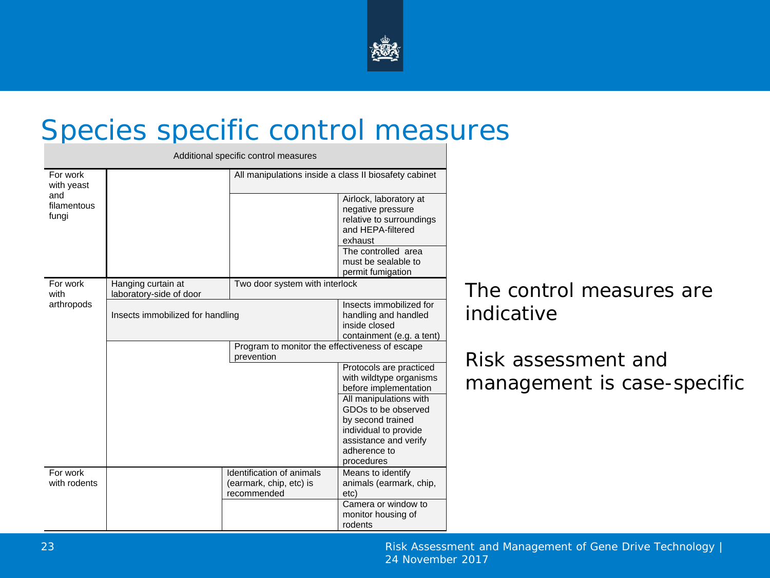# Species specific control measures

| Additional specific control measures | | | |
|---|---|---|---|
| For work with yeast and filamentous fungi | | All manipulations inside a class II biosafety cabinet | |
| | | | Airlock, laboratory at negative pressure relative to surroundings and HEPA-filtered exhaust |
| | | | The controlled area must be sealable to permit fumigation |
| For work with arthropods | Hanging curtain at laboratory-side of door | Two door system with interlock | |
| | Insects immobilized for handling | | Insects immobilized for handling and handled inside closed containment (e.g. a tent) |
| | | Program to monitor the effectiveness of escape prevention | |
| | | | Protocols are practiced with wildtype organisms before implementation |
| | | | All manipulations with GDOs to be observed by second trained individual to provide assistance and verify adherence to procedures |
| For work with rodents | | Identification of animals (earmark, chip, etc) is recommended | Means to identify animals (earmark, chip, etc) |
| | | | Camera or window to monitor housing of rodents |

The control measures are indicative

Risk assessment and management is case-specific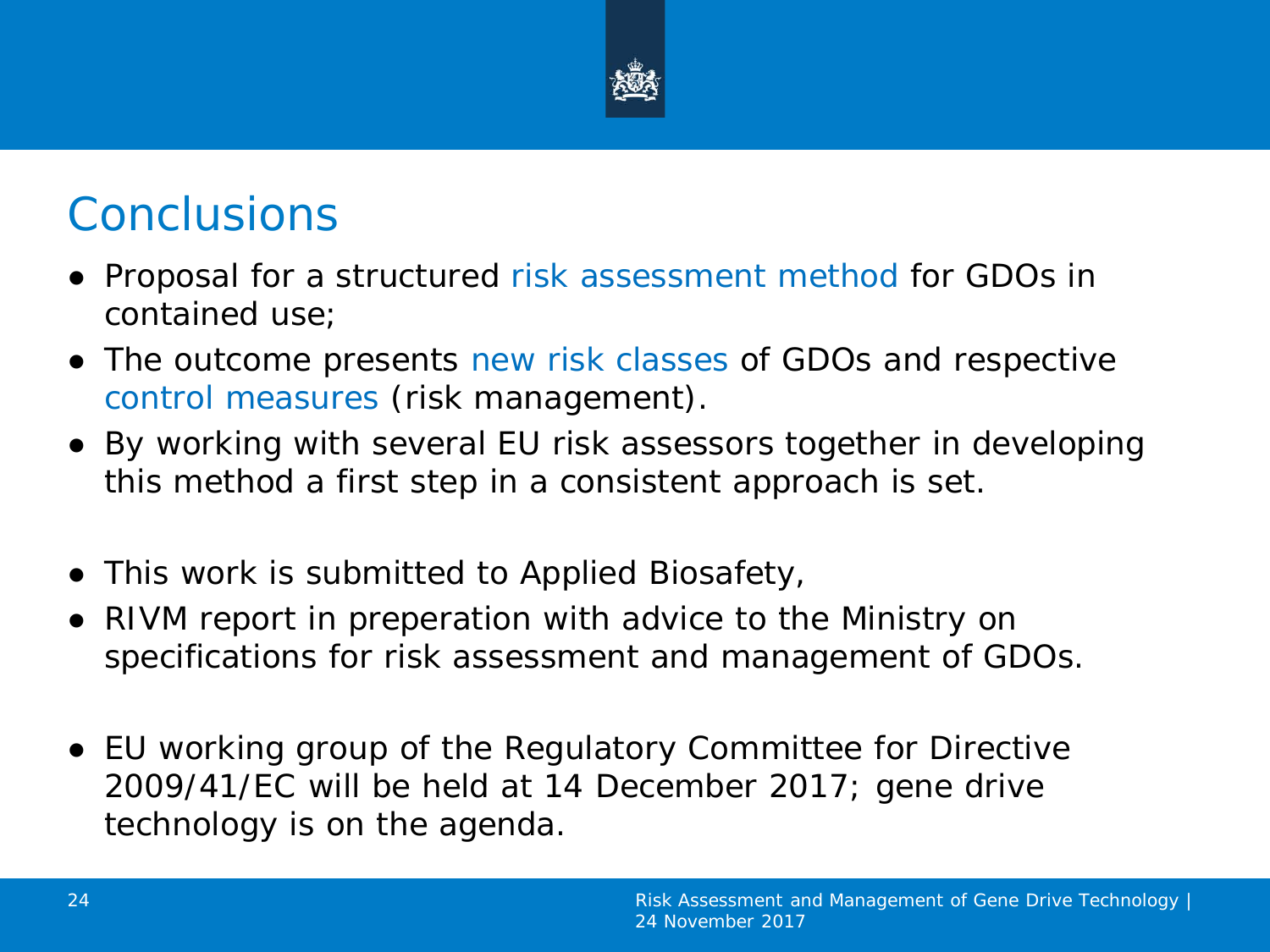# Conclusions

- Proposal for a structured risk assessment method for GDOs in contained use;
- The outcome presents new risk classes of GDOs and respective control measures (risk management).
- By working with several EU risk assessors together in developing this method a first step in a consistent approach is set.

- This work is submitted to Applied Biosafety,
- RIVM report in preperation with advice to the Ministry on specifications for risk assessment and management of GDOs.

- EU working group of the Regulatory Committee for Directive 2009/41/EC will be held at 14 December 2017; gene drive technology is on the agenda.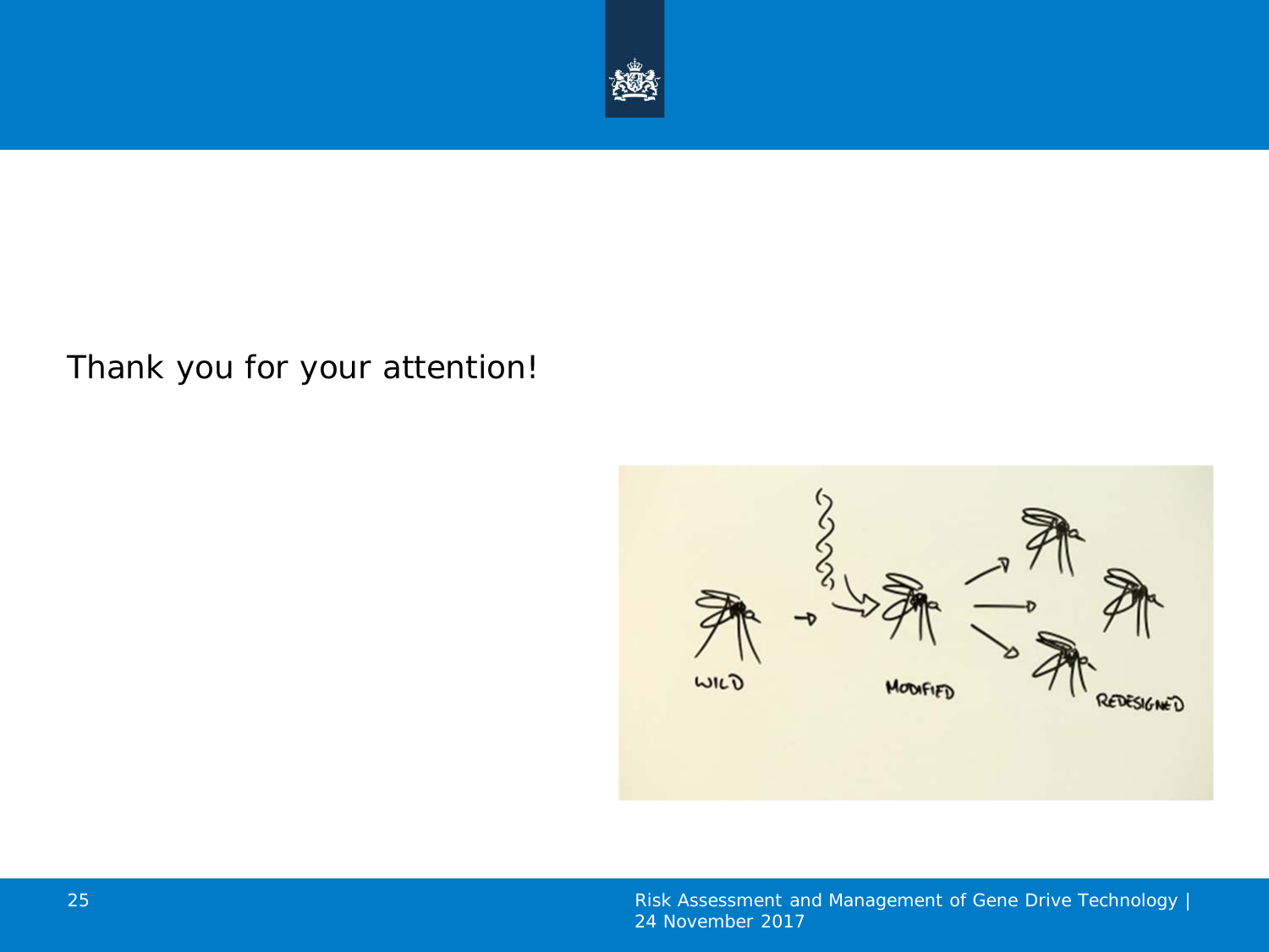Thank you for your attention!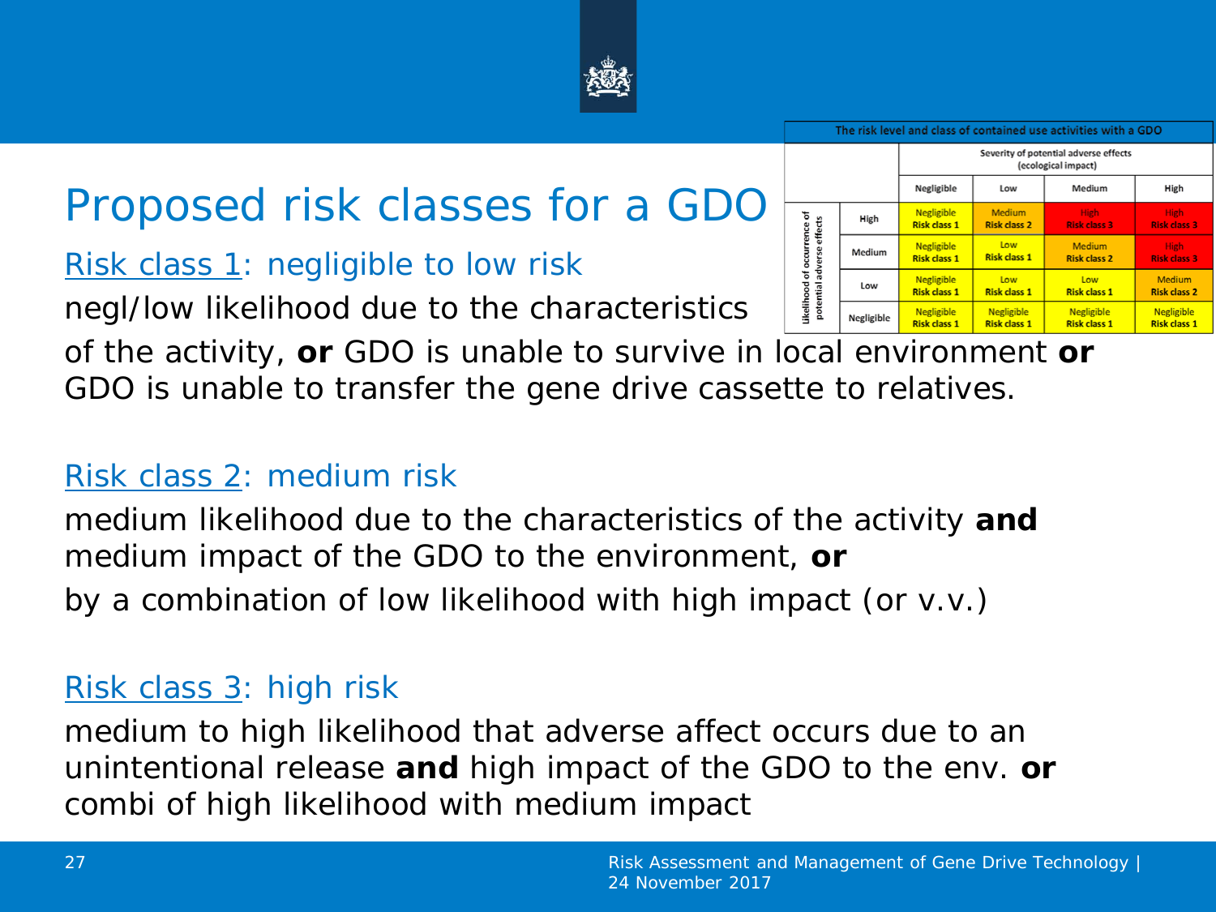# Proposed risk classes for a GDO

| The risk level and class of contained use activities with a GDO | | | | | |
|---|---|---|---|---|---|
| | | Severity of potential adverse effects (ecological impact) | | | |
| | | Negligible | Low | Medium | High |
| Likelihood of occurrence of potential adverse effects | High | Negligible Risk class 1 | Medium Risk class 2 | High Risk class 3 | High Risk class 3 |
| | Medium | Negligible Risk class 1 | Low Risk class 1 | Medium Risk class 2 | High Risk class 3 |
| | Low | Negligible Risk class 1 | Low Risk class 1 | Low Risk class 1 | Medium Risk class 2 |
| | Negligible | Negligible Risk class 1 | Negligible Risk class 1 | Negligible Risk class 1 | Negligible Risk class 1 |

## Risk class 1: negligible to low risk

negl/low likelihood due to the characteristics of the activity, **or** GDO is unable to survive in local environment **or** GDO is unable to transfer the gene drive cassette to relatives.

## Risk class 2: medium risk

medium likelihood due to the characteristics of the activity **and** medium impact of the GDO to the environment, **or**

by a combination of low likelihood with high impact (or v.v.)

## Risk class 3: high risk

medium to high likelihood that adverse affect occurs due to an unintentional release **and** high impact of the GDO to the env. **or** combi of high likelihood with medium impact